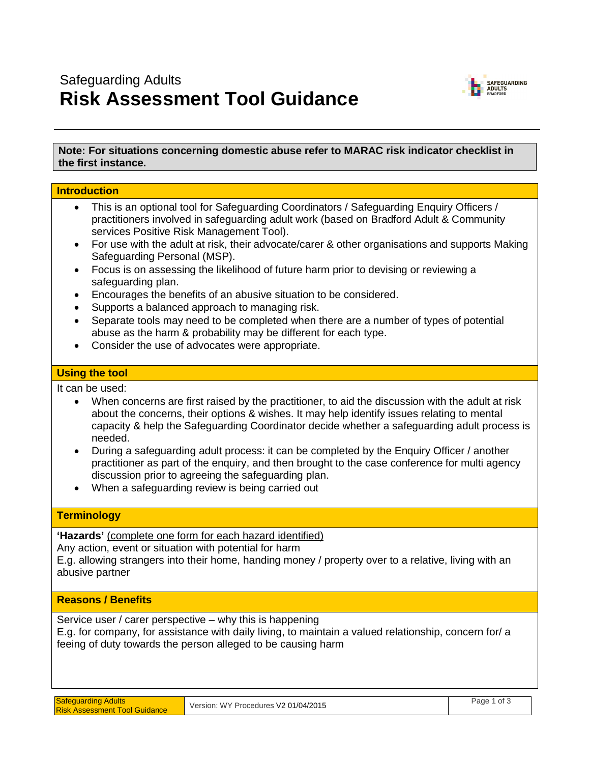Safeguarding Adults

# Risk Assessment Tool Guidance

**Note: For situations concerning domestic abuse refer to MARAC risk indicator checklist in the first instance.**

## Introduction

- This is an optional tool for Safeguarding Coordinators / Safeguarding Enquiry Officers / practitioners involved in safeguarding adult work (based on Bradford Adult & Community services Positive Risk Management Tool).
- For use with the adult at risk, their advocate/carer & other organisations and supports Making Safeguarding Personal (MSP).
- Focus is on assessing the likelihood of future harm prior to devising or reviewing a safeguarding plan.
- Encourages the benefits of an abusive situation to be considered.
- Supports a balanced approach to managing risk.
- Separate tools may need to be completed when there are a number of types of potential abuse as the harm & probability may be different for each type.
- Consider the use of advocates were appropriate.

## Using the tool

It can be used:

- When concerns are first raised by the practitioner, to aid the discussion with the adult at risk about the concerns, their options & wishes. It may help identify issues relating to mental capacity & help the Safeguarding Coordinator decide whether a safeguarding adult process is needed.
- During a safeguarding adult process: it can be completed by the Enquiry Officer / another practitioner as part of the enquiry, and then brought to the case conference for multi agency discussion prior to agreeing the safeguarding plan.
- When a safeguarding review is being carried out

## Terminology

**'Hazards'** (complete one form for each hazard identified)
Any action, event or situation with potential for harm
E.g. allowing strangers into their home, handing money / property over to a relative, living with an abusive partner

## Reasons / Benefits

Service user / carer perspective – why this is happening
E.g. for company, for assistance with daily living, to maintain a valued relationship, concern for/ a feeing of duty towards the person alleged to be causing harm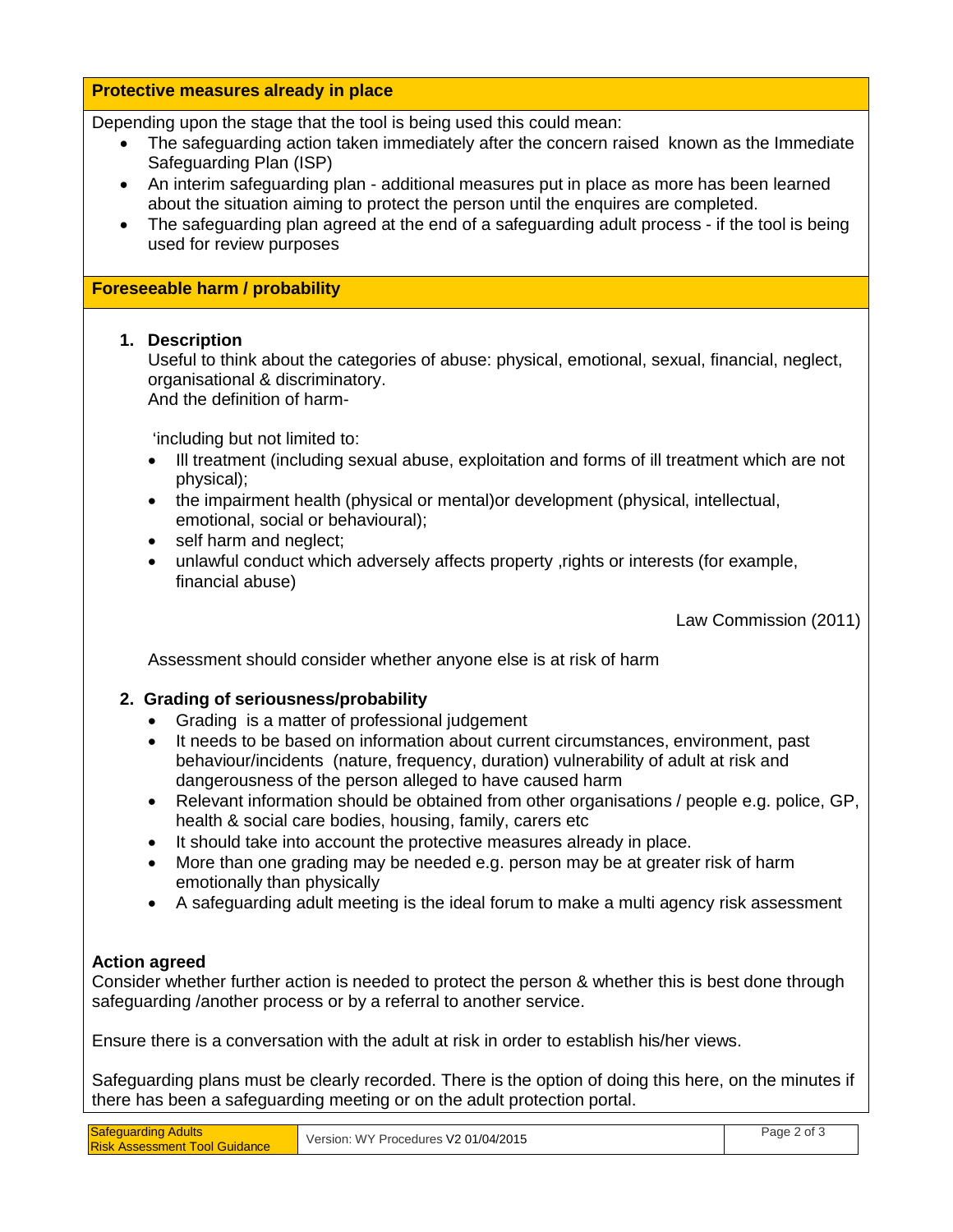## Protective measures already in place

Depending upon the stage that the tool is being used this could mean:

- The safeguarding action taken immediately after the concern raised known as the Immediate Safeguarding Plan (ISP)
- An interim safeguarding plan - additional measures put in place as more has been learned about the situation aiming to protect the person until the enquires are completed.
- The safeguarding plan agreed at the end of a safeguarding adult process - if the tool is being used for review purposes

## Foreseeable harm / probability

1. **Description**

   Useful to think about the categories of abuse: physical, emotional, sexual, financial, neglect, organisational & discriminatory.
   And the definition of harm-

   'including but not limited to:

   - Ill treatment (including sexual abuse, exploitation and forms of ill treatment which are not physical);
   - the impairment health (physical or mental)or development (physical, intellectual, emotional, social or behavioural);
   - self harm and neglect;
   - unlawful conduct which adversely affects property ,rights or interests (for example, financial abuse)

   Law Commission (2011)

   Assessment should consider whether anyone else is at risk of harm

2. **Grading of seriousness/probability**

   - Grading is a matter of professional judgement
   - It needs to be based on information about current circumstances, environment, past behaviour/incidents (nature, frequency, duration) vulnerability of adult at risk and dangerousness of the person alleged to have caused harm
   - Relevant information should be obtained from other organisations / people e.g. police, GP, health & social care bodies, housing, family, carers etc
   - It should take into account the protective measures already in place.
   - More than one grading may be needed e.g. person may be at greater risk of harm emotionally than physically
   - A safeguarding adult meeting is the ideal forum to make a multi agency risk assessment

### Action agreed

Consider whether further action is needed to protect the person & whether this is best done through safeguarding /another process or by a referral to another service.

Ensure there is a conversation with the adult at risk in order to establish his/her views.

Safeguarding plans must be clearly recorded. There is the option of doing this here, on the minutes if there has been a safeguarding meeting or on the adult protection portal.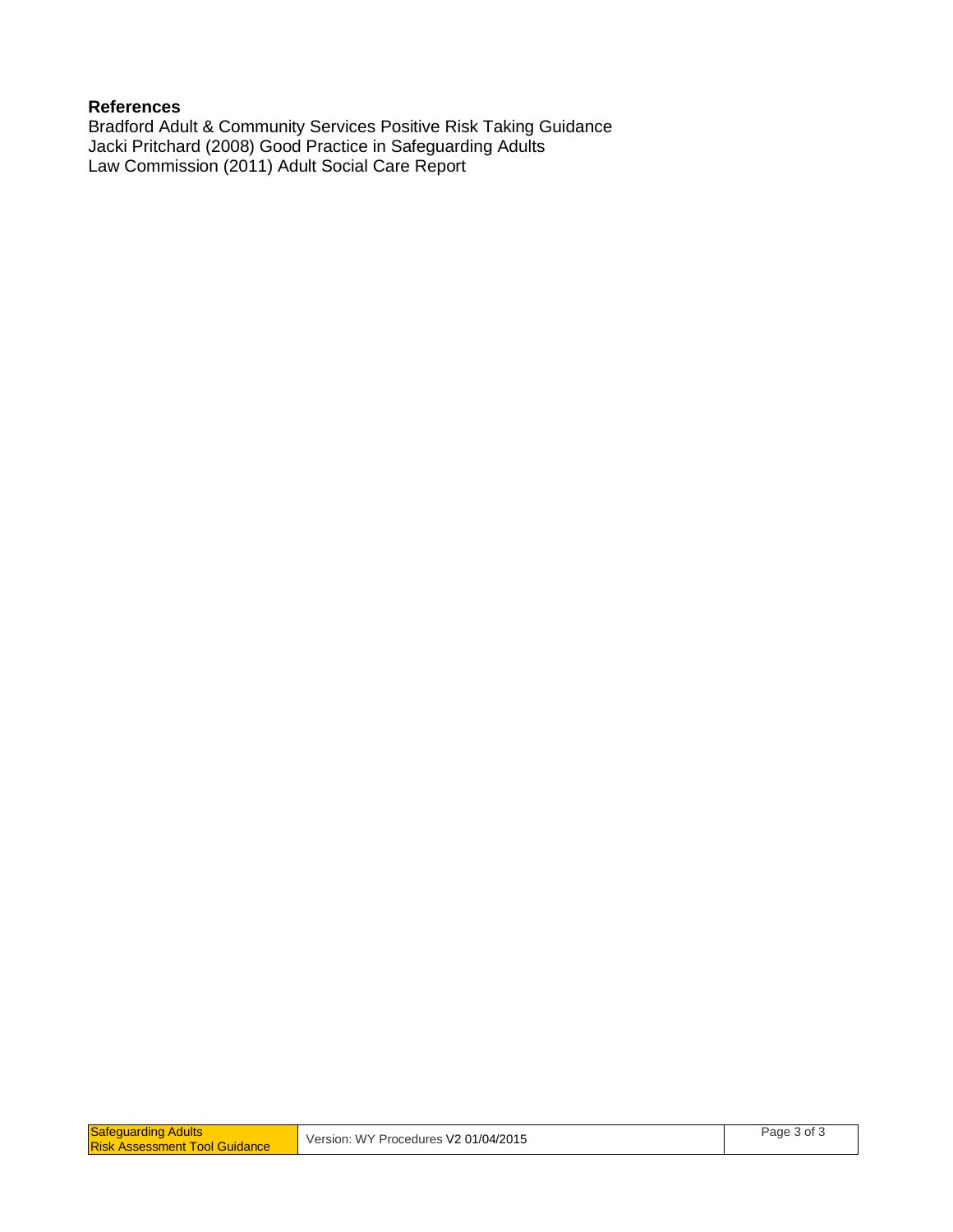**References**

Bradford Adult & Community Services Positive Risk Taking Guidance
Jacki Pritchard (2008) Good Practice in Safeguarding Adults
Law Commission (2011) Adult Social Care Report